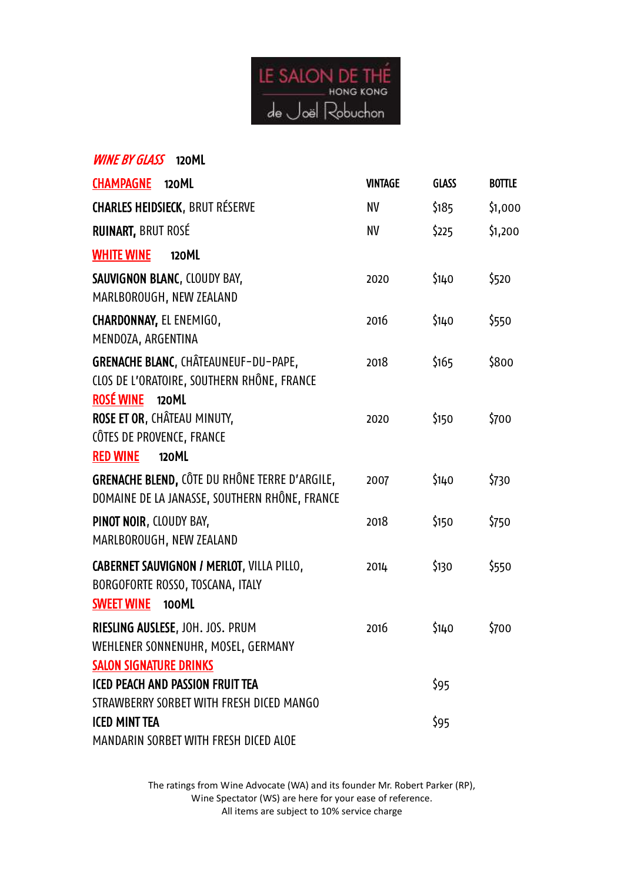# LE SALON DE THÉ HONG KONG de Joël Robuchon

## *WINE BY GLASS* 120ML

| CHAMPAGNE 120ML | VINTAGE | GLASS | BOTTLE |
|---|---|---|---|
| **CHARLES HEIDSIECK**, BRUT RÉSERVE | NV | $185 | $1,000 |
| **RUINART,** BRUT ROSÉ | NV | $225 | $1,200 |
| **WHITE WINE** 120ML | | | |
| **SAUVIGNON BLANC**, CLOUDY BAY, MARLBOROUGH, NEW ZEALAND | 2020 | $140 | $520 |
| **CHARDONNAY,** EL ENEMIGO, MENDOZA, ARGENTINA | 2016 | $140 | $550 |
| **GRENACHE BLANC**, CHÂTEAUNEUF-DU-PAPE, CLOS DE L'ORATOIRE, SOUTHERN RHÔNE, FRANCE | 2018 | $165 | $800 |
| **ROSÉ WINE** 120ML | | | |
| **ROSE ET OR**, CHÂTEAU MINUTY, CÔTES DE PROVENCE, FRANCE | 2020 | $150 | $700 |
| **RED WINE** 120ML | | | |
| **GRENACHE BLEND,** CÔTE DU RHÔNE TERRE D'ARGILE, DOMAINE DE LA JANASSE, SOUTHERN RHÔNE, FRANCE | 2007 | $140 | $730 |
| **PINOT NOIR**, CLOUDY BAY, MARLBOROUGH, NEW ZEALAND | 2018 | $150 | $750 |
| **CABERNET SAUVIGNON / MERLOT**, VILLA PILLO, BORGOFORTE ROSSO, TOSCANA, ITALY | 2014 | $130 | $550 |
| **SWEET WINE** 100ML | | | |
| **RIESLING AUSLESE**, JOH. JOS. PRUM WEHLENER SONNENUHR, MOSEL, GERMANY | 2016 | $140 | $700 |
| **SALON SIGNATURE DRINKS** | | | |
| **ICED PEACH AND PASSION FRUIT TEA** STRAWBERRY SORBET WITH FRESH DICED MANGO | | $95 | |
| **ICED MINT TEA** MANDARIN SORBET WITH FRESH DICED ALOE | | $95 | |

The ratings from Wine Advocate (WA) and its founder Mr. Robert Parker (RP), Wine Spectator (WS) are here for your ease of reference.
All items are subject to 10% service charge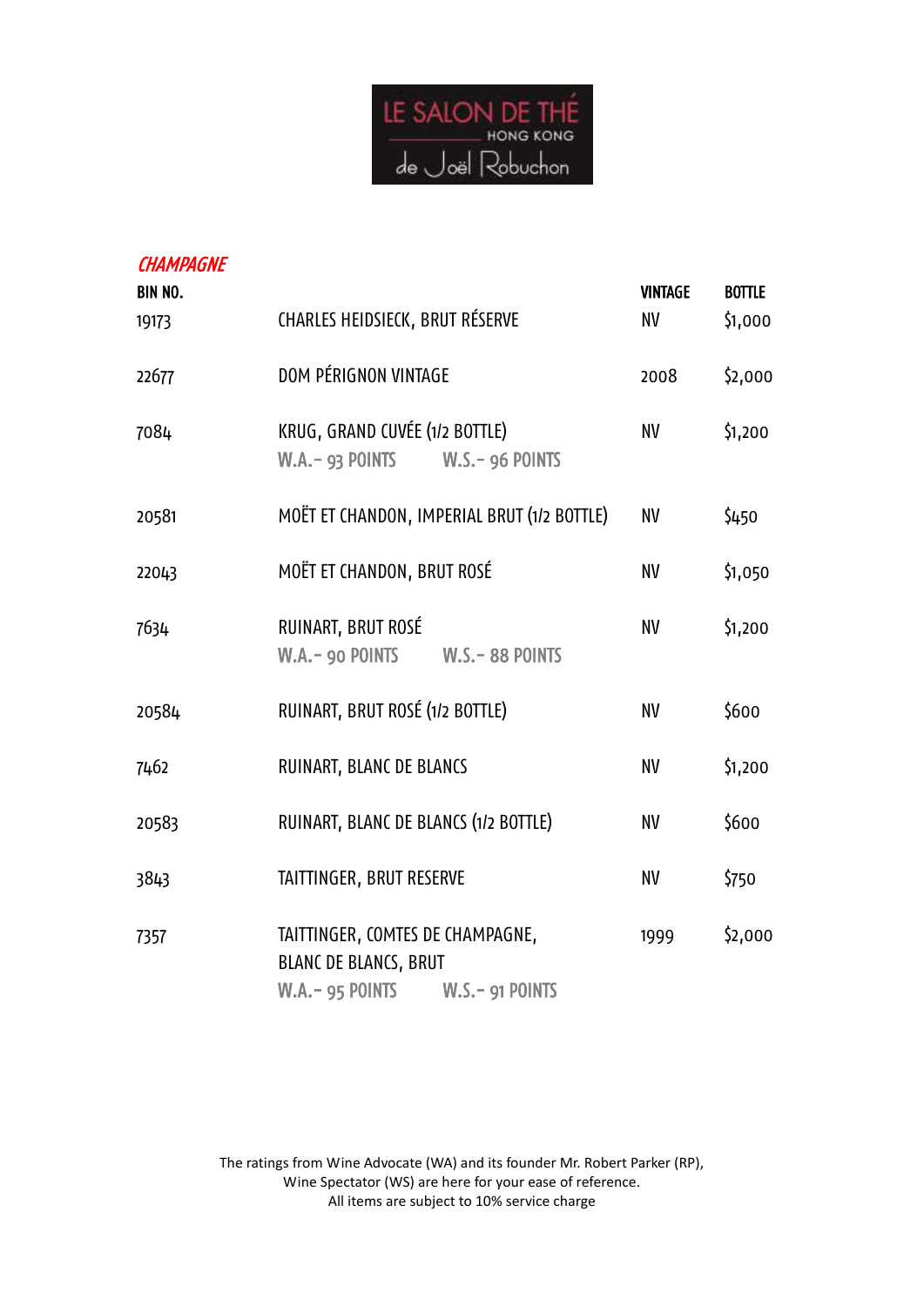LE SALON DE THÉ
HONG KONG
de Joël Robuchon

## *CHAMPAGNE*

| BIN NO. | | VINTAGE | BOTTLE |
|---|---|---|---|
| 19173 | CHARLES HEIDSIECK, BRUT RÉSERVE | NV | $1,000 |
| 22677 | DOM PÉRIGNON VINTAGE | 2008 | $2,000 |
| 7084 | KRUG, GRAND CUVÉE (1/2 BOTTLE)<br>W.A.- 93 POINTS W.S.- 96 POINTS | NV | $1,200 |
| 20581 | MOËT ET CHANDON, IMPERIAL BRUT (1/2 BOTTLE) | NV | $450 |
| 22043 | MOËT ET CHANDON, BRUT ROSÉ | NV | $1,050 |
| 7634 | RUINART, BRUT ROSÉ<br>W.A.- 90 POINTS W.S.- 88 POINTS | NV | $1,200 |
| 20584 | RUINART, BRUT ROSÉ (1/2 BOTTLE) | NV | $600 |
| 7462 | RUINART, BLANC DE BLANCS | NV | $1,200 |
| 20583 | RUINART, BLANC DE BLANCS (1/2 BOTTLE) | NV | $600 |
| 3843 | TAITTINGER, BRUT RESERVE | NV | $750 |
| 7357 | TAITTINGER, COMTES DE CHAMPAGNE, BLANC DE BLANCS, BRUT<br>W.A.- 95 POINTS W.S.- 91 POINTS | 1999 | $2,000 |

The ratings from Wine Advocate (WA) and its founder Mr. Robert Parker (RP), Wine Spectator (WS) are here for your ease of reference.
All items are subject to 10% service charge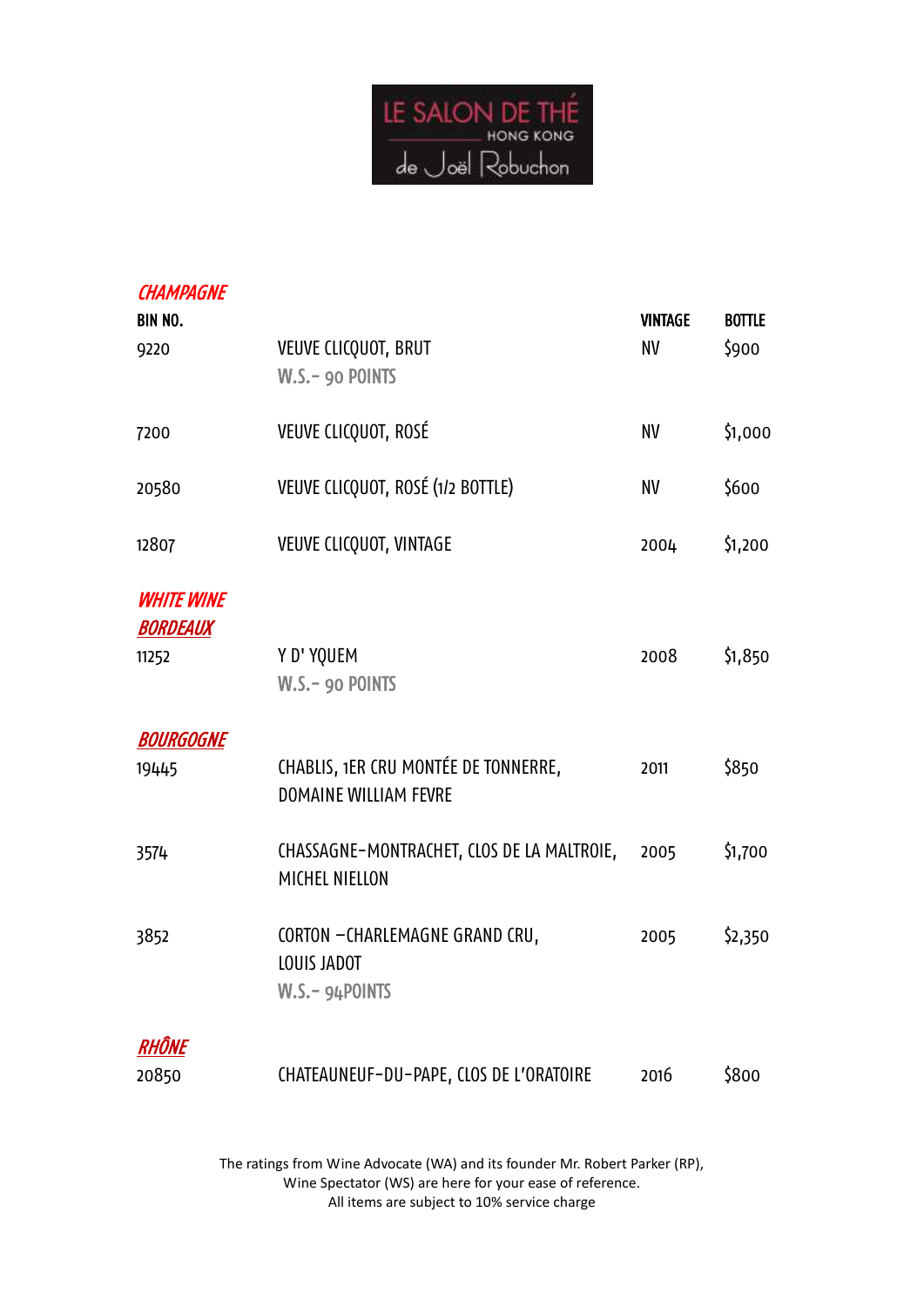LE SALON DE THÉ
HONG KONG
de Joël Robuchon

## *CHAMPAGNE*

| BIN NO. | | VINTAGE | BOTTLE |
|---|---|---|---|
| 9220 | VEUVE CLICQUOT, BRUT<br>W.S.- 90 POINTS | NV | $900 |
| 7200 | VEUVE CLICQUOT, ROSÉ | NV | $1,000 |
| 20580 | VEUVE CLICQUOT, ROSÉ (1/2 BOTTLE) | NV | $600 |
| 12807 | VEUVE CLICQUOT, VINTAGE | 2004 | $1,200 |

## *WHITE WINE*

### *BORDEAUX*

| BIN NO. | | VINTAGE | BOTTLE |
|---|---|---|---|
| 11252 | Y D' YQUEM<br>W.S.- 90 POINTS | 2008 | $1,850 |

### *BOURGOGNE*

| BIN NO. | | VINTAGE | BOTTLE |
|---|---|---|---|
| 19445 | CHABLIS, 1ER CRU MONTÉE DE TONNERRE, DOMAINE WILLIAM FEVRE | 2011 | $850 |
| 3574 | CHASSAGNE-MONTRACHET, CLOS DE LA MALTROIE, MICHEL NIELLON | 2005 | $1,700 |
| 3852 | CORTON –CHARLEMAGNE GRAND CRU, LOUIS JADOT<br>W.S.- 94POINTS | 2005 | $2,350 |

### *RHÔNE*

| BIN NO. | | VINTAGE | BOTTLE |
|---|---|---|---|
| 20850 | CHATEAUNEUF-DU-PAPE, CLOS DE L'ORATOIRE | 2016 | $800 |

The ratings from Wine Advocate (WA) and its founder Mr. Robert Parker (RP), Wine Spectator (WS) are here for your ease of reference.
All items are subject to 10% service charge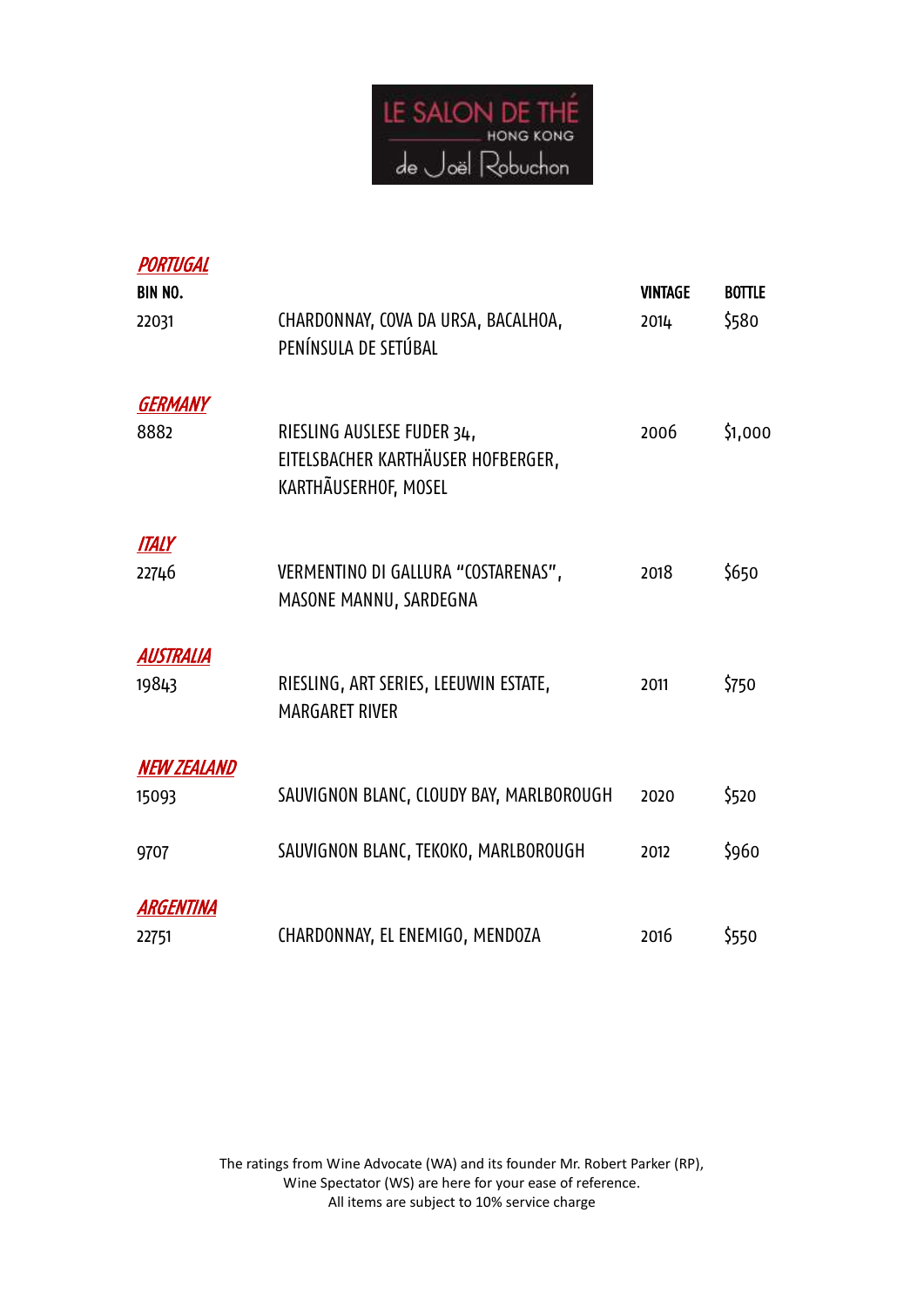LE SALON DE THÉ HONG KONG de Joël Robuchon

## PORTUGAL

| BIN NO. | | VINTAGE | BOTTLE |
|---|---|---|---|
| 22031 | CHARDONNAY, COVA DA URSA, BACALHOA, PENÍNSULA DE SETÚBAL | 2014 | $580 |

## GERMANY

| BIN NO. | | VINTAGE | BOTTLE |
|---|---|---|---|
| 8882 | RIESLING AUSLESE FUDER 34, EITELSBACHER KARTHÄUSER HOFBERGER, KARTHÃUSERHOF, MOSEL | 2006 | $1,000 |

## ITALY

| BIN NO. | | VINTAGE | BOTTLE |
|---|---|---|---|
| 22746 | VERMENTINO DI GALLURA "COSTARENAS", MASONE MANNU, SARDEGNA | 2018 | $650 |

## AUSTRALIA

| BIN NO. | | VINTAGE | BOTTLE |
|---|---|---|---|
| 19843 | RIESLING, ART SERIES, LEEUWIN ESTATE, MARGARET RIVER | 2011 | $750 |

## NEW ZEALAND

| BIN NO. | | VINTAGE | BOTTLE |
|---|---|---|---|
| 15093 | SAUVIGNON BLANC, CLOUDY BAY, MARLBOROUGH | 2020 | $520 |
| 9707 | SAUVIGNON BLANC, TEKOKO, MARLBOROUGH | 2012 | $960 |

## ARGENTINA

| BIN NO. | | VINTAGE | BOTTLE |
|---|---|---|---|
| 22751 | CHARDONNAY, EL ENEMIGO, MENDOZA | 2016 | $550 |

The ratings from Wine Advocate (WA) and its founder Mr. Robert Parker (RP), Wine Spectator (WS) are here for your ease of reference.
All items are subject to 10% service charge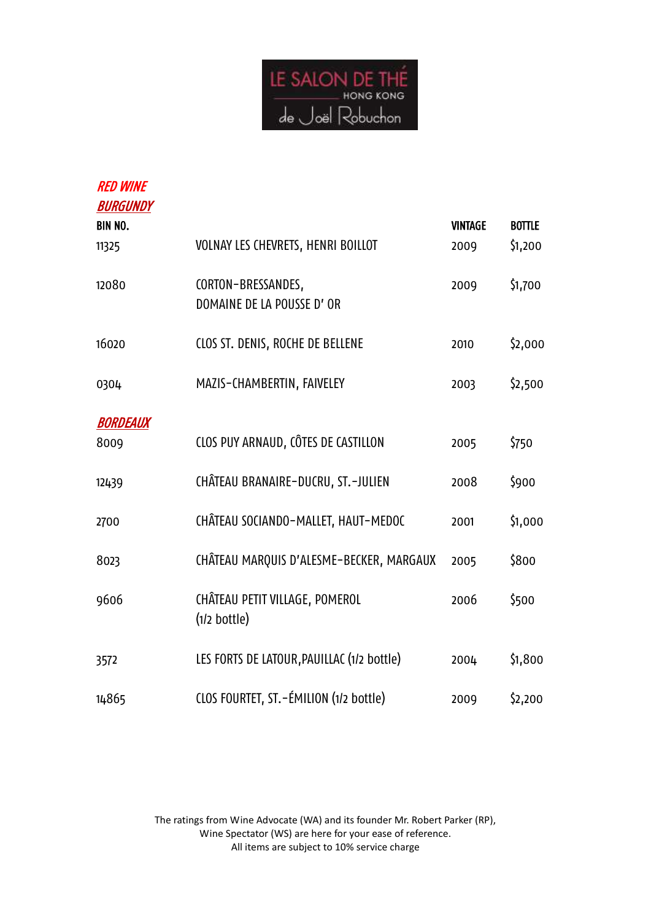LE SALON DE THÉ
HONG KONG
de Joël Robuchon

## *RED WINE*

### *BURGUNDY*

| BIN NO. | | VINTAGE | BOTTLE |
|---|---|---|---|
| 11325 | VOLNAY LES CHEVRETS, HENRI BOILLOT | 2009 | $1,200 |
| 12080 | CORTON-BRESSANDES, DOMAINE DE LA POUSSE D' OR | 2009 | $1,700 |
| 16020 | CLOS ST. DENIS, ROCHE DE BELLENE | 2010 | $2,000 |
| 0304 | MAZIS-CHAMBERTIN, FAIVELEY | 2003 | $2,500 |

### *BORDEAUX*

| BIN NO. | | VINTAGE | BOTTLE |
|---|---|---|---|
| 8009 | CLOS PUY ARNAUD, CÔTES DE CASTILLON | 2005 | $750 |
| 12439 | CHÂTEAU BRANAIRE-DUCRU, ST.-JULIEN | 2008 | $900 |
| 2700 | CHÂTEAU SOCIANDO-MALLET, HAUT-MEDOC | 2001 | $1,000 |
| 8023 | CHÂTEAU MARQUIS D'ALESME-BECKER, MARGAUX | 2005 | $800 |
| 9606 | CHÂTEAU PETIT VILLAGE, POMEROL (1/2 bottle) | 2006 | $500 |
| 3572 | LES FORTS DE LATOUR,PAUILLAC (1/2 bottle) | 2004 | $1,800 |
| 14865 | CLOS FOURTET, ST.-ÉMILION (1/2 bottle) | 2009 | $2,200 |

The ratings from Wine Advocate (WA) and its founder Mr. Robert Parker (RP), Wine Spectator (WS) are here for your ease of reference.
All items are subject to 10% service charge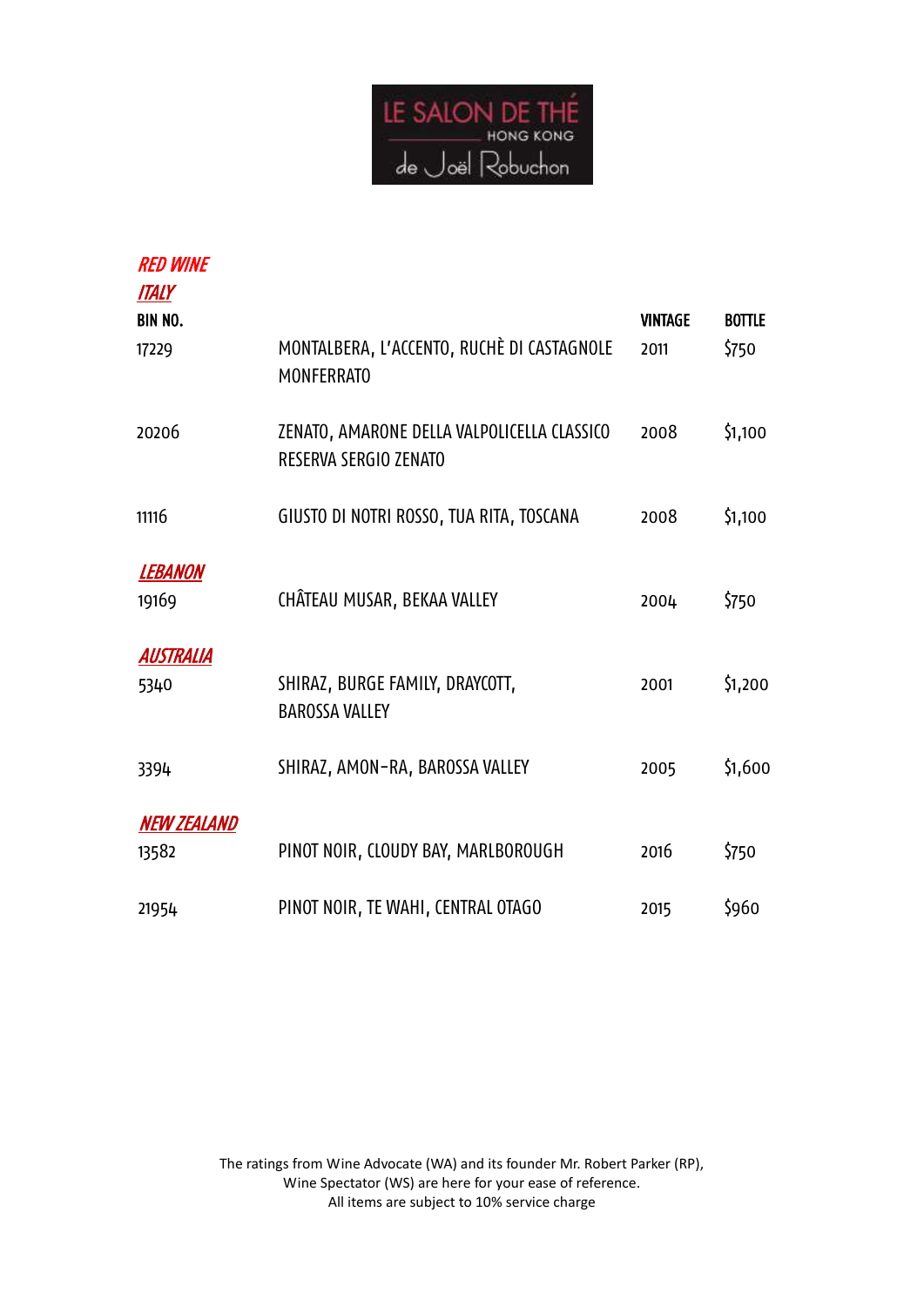LE SALON DE THÉ HONG KONG de Joël Robuchon

## RED WINE

### ITALY

| BIN NO. | | VINTAGE | BOTTLE |
|---|---|---|---|
| 17229 | MONTALBERA, L'ACCENTO, RUCHÈ DI CASTAGNOLE MONFERRATO | 2011 | $750 |
| 20206 | ZENATO, AMARONE DELLA VALPOLICELLA CLASSICO RESERVA SERGIO ZENATO | 2008 | $1,100 |
| 11116 | GIUSTO DI NOTRI ROSSO, TUA RITA, TOSCANA | 2008 | $1,100 |

### LEBANON

| | | | |
|---|---|---|---|
| 19169 | CHÂTEAU MUSAR, BEKAA VALLEY | 2004 | $750 |

### AUSTRALIA

| | | | |
|---|---|---|---|
| 5340 | SHIRAZ, BURGE FAMILY, DRAYCOTT, BAROSSA VALLEY | 2001 | $1,200 |
| 3394 | SHIRAZ, AMON-RA, BAROSSA VALLEY | 2005 | $1,600 |

### NEW ZEALAND

| | | | |
|---|---|---|---|
| 13582 | PINOT NOIR, CLOUDY BAY, MARLBOROUGH | 2016 | $750 |
| 21954 | PINOT NOIR, TE WAHI, CENTRAL OTAGO | 2015 | $960 |

The ratings from Wine Advocate (WA) and its founder Mr. Robert Parker (RP), Wine Spectator (WS) are here for your ease of reference.
All items are subject to 10% service charge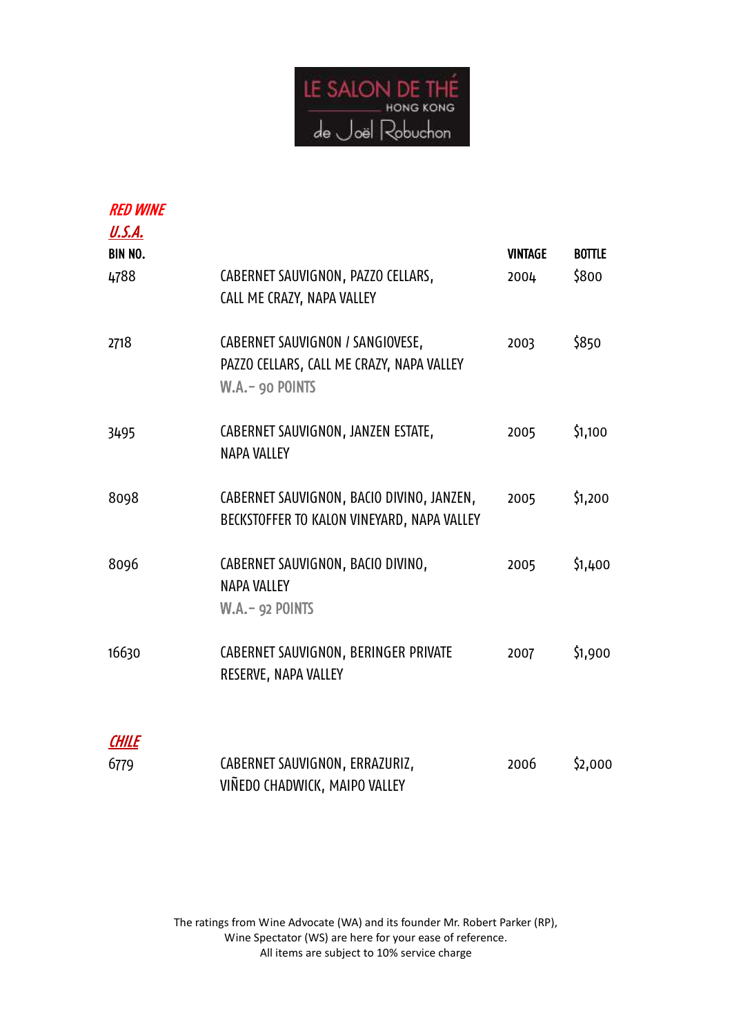LE SALON DE THÉ HONG KONG de Joël Robuchon

## RED WINE

### U.S.A.

| BIN NO. | | VINTAGE | BOTTLE |
|---|---|---|---|
| 4788 | CABERNET SAUVIGNON, PAZZO CELLARS, CALL ME CRAZY, NAPA VALLEY | 2004 | $800 |
| 2718 | CABERNET SAUVIGNON / SANGIOVESE, PAZZO CELLARS, CALL ME CRAZY, NAPA VALLEY<br>W.A.– 90 POINTS | 2003 | $850 |
| 3495 | CABERNET SAUVIGNON, JANZEN ESTATE, NAPA VALLEY | 2005 | $1,100 |
| 8098 | CABERNET SAUVIGNON, BACIO DIVINO, JANZEN, BECKSTOFFER TO KALON VINEYARD, NAPA VALLEY | 2005 | $1,200 |
| 8096 | CABERNET SAUVIGNON, BACIO DIVINO, NAPA VALLEY<br>W.A.– 92 POINTS | 2005 | $1,400 |
| 16630 | CABERNET SAUVIGNON, BERINGER PRIVATE RESERVE, NAPA VALLEY | 2007 | $1,900 |

### CHILE

| BIN NO. | | VINTAGE | BOTTLE |
|---|---|---|---|
| 6779 | CABERNET SAUVIGNON, ERRAZURIZ, VIÑEDO CHADWICK, MAIPO VALLEY | 2006 | $2,000 |

The ratings from Wine Advocate (WA) and its founder Mr. Robert Parker (RP), Wine Spectator (WS) are here for your ease of reference.
All items are subject to 10% service charge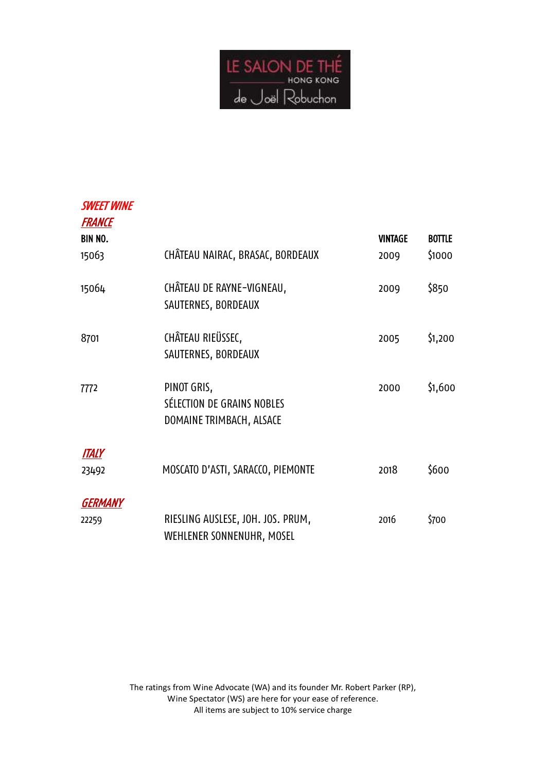LE SALON DE THÉ
HONG KONG
de Joël Robuchon

## *SWEET WINE*

### *FRANCE*

| BIN NO. | | VINTAGE | BOTTLE |
|---|---|---|---|
| 15063 | CHÂTEAU NAIRAC, BRASAC, BORDEAUX | 2009 | $1000 |
| 15064 | CHÂTEAU DE RAYNE-VIGNEAU, SAUTERNES, BORDEAUX | 2009 | $850 |
| 8701 | CHÂTEAU RIEÜSSEC, SAUTERNES, BORDEAUX | 2005 | $1,200 |
| 7772 | PINOT GRIS, SÉLECTION DE GRAINS NOBLES DOMAINE TRIMBACH, ALSACE | 2000 | $1,600 |

### *ITALY*

| | | | |
|---|---|---|---|
| 23492 | MOSCATO D'ASTI, SARACCO, PIEMONTE | 2018 | $600 |

### *GERMANY*

| | | | |
|---|---|---|---|
| 22259 | RIESLING AUSLESE, JOH. JOS. PRUM, WEHLENER SONNENUHR, MOSEL | 2016 | $700 |

The ratings from Wine Advocate (WA) and its founder Mr. Robert Parker (RP),
Wine Spectator (WS) are here for your ease of reference.
All items are subject to 10% service charge